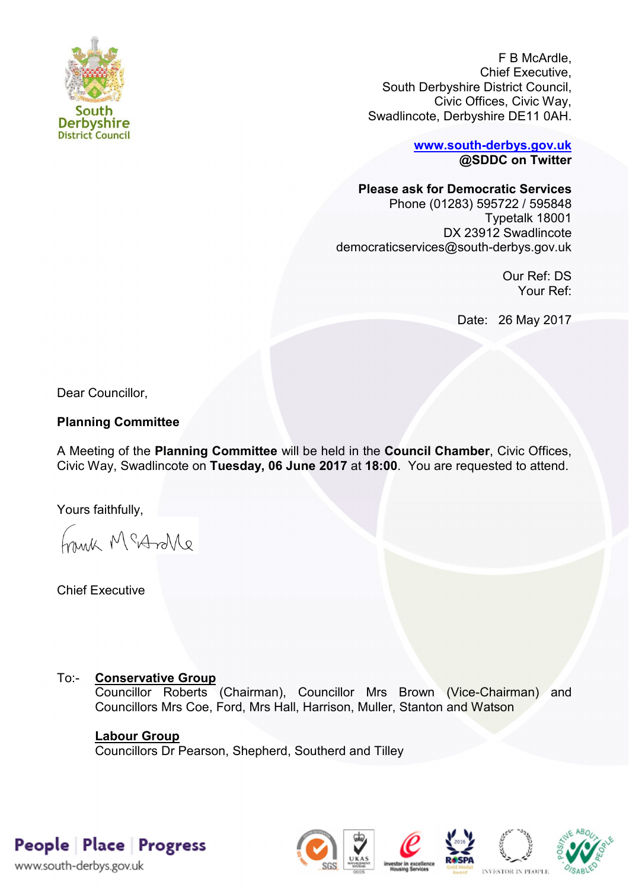South Derbyshire District Council

F B McArdle,
Chief Executive,
South Derbyshire District Council,
Civic Offices, Civic Way,
Swadlincote, Derbyshire DE11 0AH.

[www.south-derbys.gov.uk](http://www.south-derbys.gov.uk)
**@SDDC on Twitter**

**Please ask for Democratic Services**
Phone (01283) 595722 / 595848
Typetalk 18001
DX 23912 Swadlincote
democraticservices@south-derbys.gov.uk

Our Ref: DS
Your Ref:

Date: 26 May 2017

Dear Councillor,

**Planning Committee**

A Meeting of the **Planning Committee** will be held in the **Council Chamber**, Civic Offices, Civic Way, Swadlincote on **Tuesday, 06 June 2017** at **18:00**. You are requested to attend.

Yours faithfully,

Frank McArdle

Chief Executive

To:- **Conservative Group**
Councillor Roberts (Chairman), Councillor Mrs Brown (Vice-Chairman) and Councillors Mrs Coe, Ford, Mrs Hall, Harrison, Muller, Stanton and Watson

**Labour Group**
Councillors Dr Pearson, Shepherd, Southerd and Tilley

People | Place | Progress
www.south-derbys.gov.uk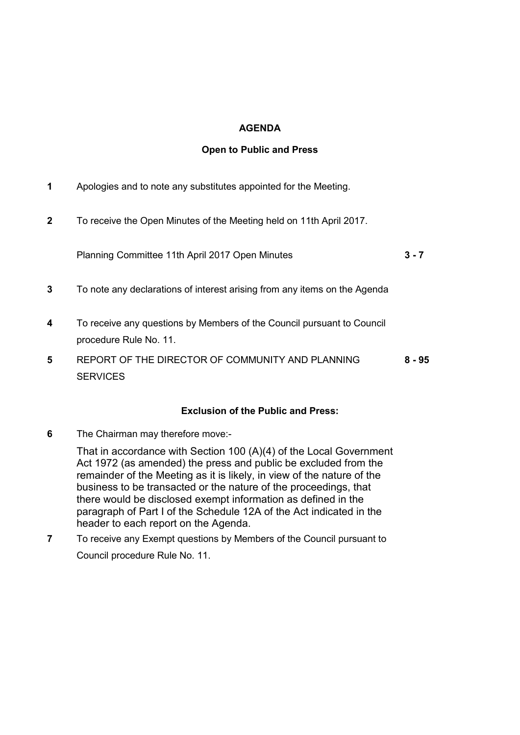# AGENDA

## Open to Public and Press

| | | |
|---|---|---|
| **1** | Apologies and to note any substitutes appointed for the Meeting. | |
| **2** | To receive the Open Minutes of the Meeting held on 11th April 2017. | |
| | Planning Committee 11th April 2017 Open Minutes | **3 - 7** |
| **3** | To note any declarations of interest arising from any items on the Agenda | |
| **4** | To receive any questions by Members of the Council pursuant to Council procedure Rule No. 11. | |
| **5** | REPORT OF THE DIRECTOR OF COMMUNITY AND PLANNING SERVICES | **8 - 95** |

## Exclusion of the Public and Press:

**6** The Chairman may therefore move:-

That in accordance with Section 100 (A)(4) of the Local Government Act 1972 (as amended) the press and public be excluded from the remainder of the Meeting as it is likely, in view of the nature of the business to be transacted or the nature of the proceedings, that there would be disclosed exempt information as defined in the paragraph of Part I of the Schedule 12A of the Act indicated in the header to each report on the Agenda.

**7** To receive any Exempt questions by Members of the Council pursuant to Council procedure Rule No. 11.